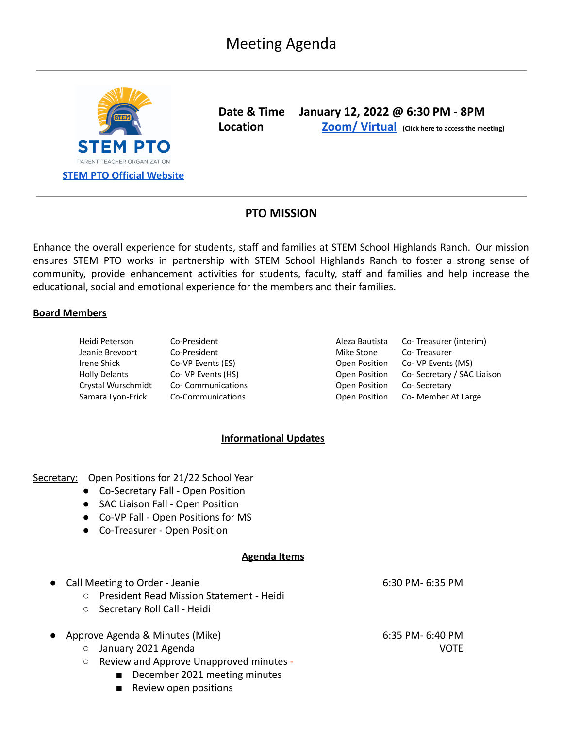# Meeting Agenda

STEM PTO

PARENT TEACHER ORGANIZATION

[STEM PTO Official Website]

**Date & Time** **January 12, 2022 @ 6:30 PM - 8PM**

**Location** **[Zoom/ Virtual]** **(Click here to access the meeting)**

## PTO MISSION

Enhance the overall experience for students, staff and families at STEM School Highlands Ranch. Our mission ensures STEM PTO works in partnership with STEM School Highlands Ranch to foster a strong sense of community, provide enhancement activities for students, faculty, staff and families and help increase the educational, social and emotional experience for the members and their families.

### Board Members

| | | | |
|---|---|---|---|
| Heidi Peterson | Co-President | Aleza Bautista | Co- Treasurer (interim) |
| Jeanie Brevoort | Co-President | Mike Stone | Co- Treasurer |
| Irene Shick | Co-VP Events (ES) | Open Position | Co- VP Events (MS) |
| Holly Delants | Co- VP Events (HS) | Open Position | Co- Secretary / SAC Liaison |
| Crystal Wurschmidt | Co- Communications | Open Position | Co- Secretary |
| Samara Lyon-Frick | Co-Communications | Open Position | Co- Member At Large |

### Informational Updates

Secretary: Open Positions for 21/22 School Year

- Co-Secretary Fall - Open Position
- SAC Liaison Fall - Open Position
- Co-VP Fall - Open Positions for MS
- Co-Treasurer - Open Position

### Agenda Items

- Call Meeting to Order - Jeanie — 6:30 PM- 6:35 PM
  - President Read Mission Statement - Heidi
  - Secretary Roll Call - Heidi
- Approve Agenda & Minutes (Mike) — 6:35 PM- 6:40 PM — VOTE
  - January 2021 Agenda
  - Review and Approve Unapproved minutes -
    - December 2021 meeting minutes
    - Review open positions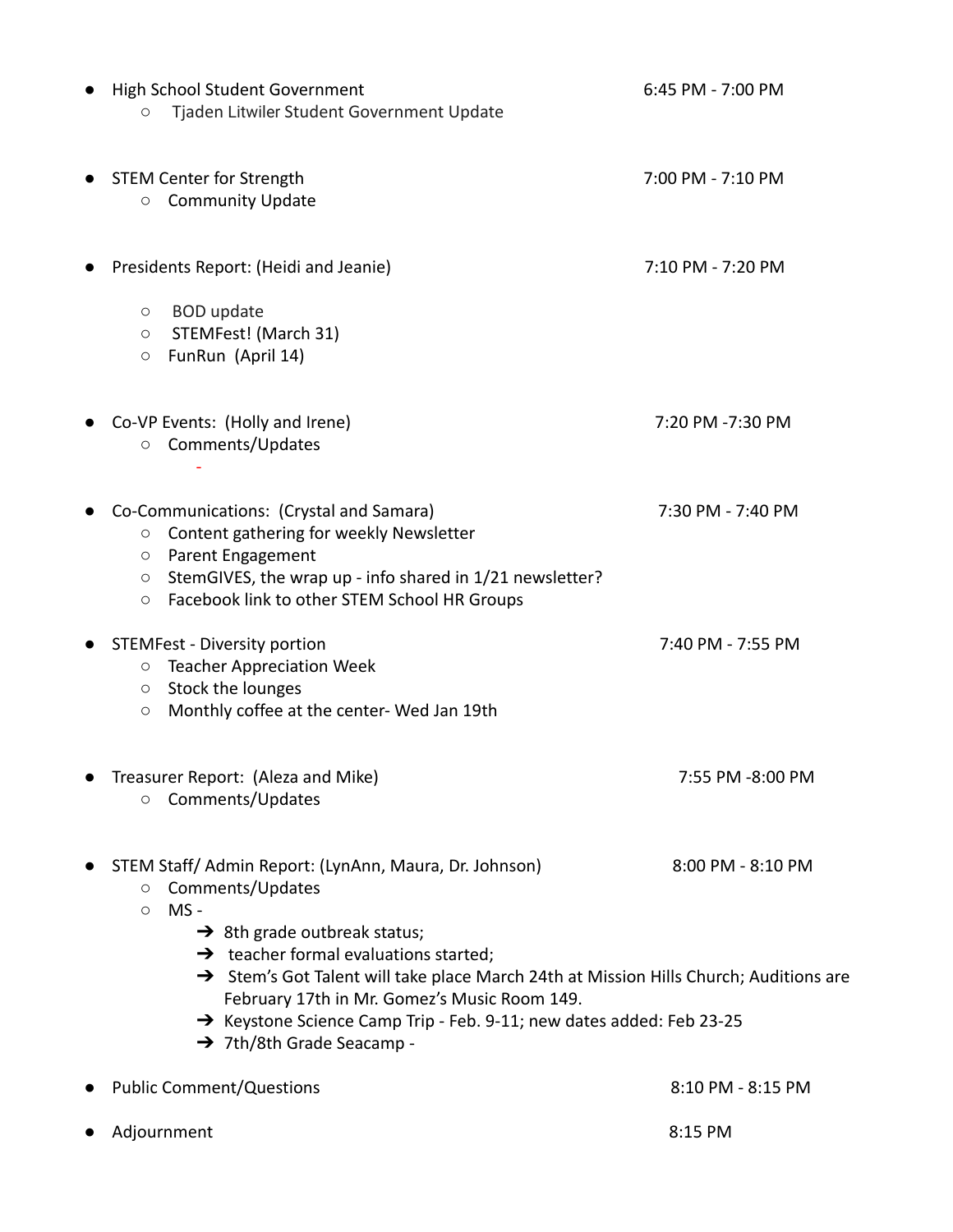- High School Student Government — 6:45 PM - 7:00 PM
  - Tjaden Litwiler Student Government Update

- STEM Center for Strength — 7:00 PM - 7:10 PM
  - Community Update

- Presidents Report: (Heidi and Jeanie) — 7:10 PM - 7:20 PM
  - BOD update
  - STEMFest! (March 31)
  - FunRun (April 14)

- Co-VP Events: (Holly and Irene) — 7:20 PM -7:30 PM
  - Comments/Updates
    - -

- Co-Communications: (Crystal and Samara) — 7:30 PM - 7:40 PM
  - Content gathering for weekly Newsletter
  - Parent Engagement
  - StemGIVES, the wrap up - info shared in 1/21 newsletter?
  - Facebook link to other STEM School HR Groups

- STEMFest - Diversity portion — 7:40 PM - 7:55 PM
  - Teacher Appreciation Week
  - Stock the lounges
  - Monthly coffee at the center- Wed Jan 19th

- Treasurer Report: (Aleza and Mike) — 7:55 PM -8:00 PM
  - Comments/Updates

- STEM Staff/ Admin Report: (LynAnn, Maura, Dr. Johnson) — 8:00 PM - 8:10 PM
  - Comments/Updates
  - MS -
    - ➔ 8th grade outbreak status;
    - ➔ teacher formal evaluations started;
    - ➔ Stem's Got Talent will take place March 24th at Mission Hills Church; Auditions are February 17th in Mr. Gomez's Music Room 149.
    - ➔ Keystone Science Camp Trip - Feb. 9-11; new dates added: Feb 23-25
    - ➔ 7th/8th Grade Seacamp -

- Public Comment/Questions — 8:10 PM - 8:15 PM

- Adjournment — 8:15 PM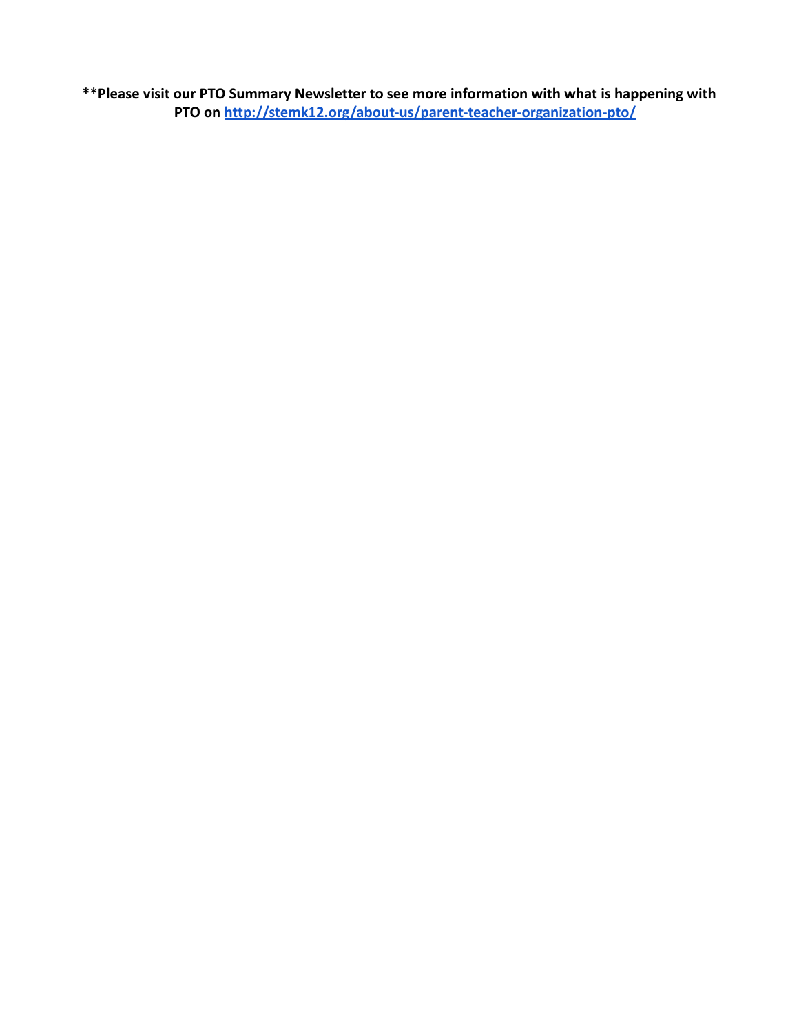**\*\*Please visit our PTO Summary Newsletter to see more information with what is happening with PTO on [http://stemk12.org/about-us/parent-teacher-organization-pto/](http://stemk12.org/about-us/parent-teacher-organization-pto/)**